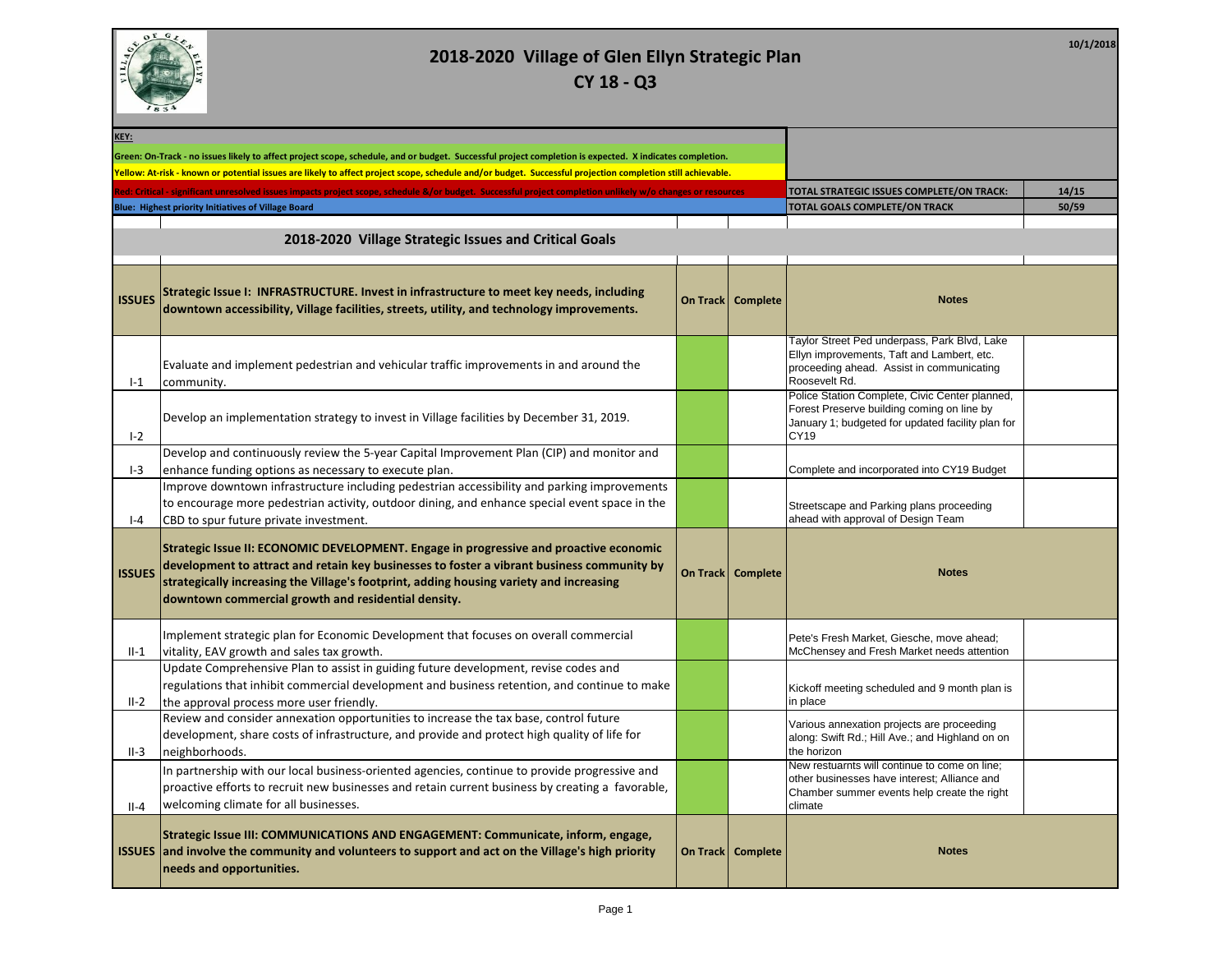# 2018-2020 Village of Glen Ellyn Strategic Plan

## CY 18 - Q3

10/1/2018

**KEY:**

Green: On-Track - no issues likely to affect project scope, schedule, and or budget. Successful project completion is expected. X indicates completion.

Yellow: At-risk - known or potential issues are likely to affect project scope, schedule and/or budget. Successful projection completion still achievable.

Red: Critical - significant unresolved issues impacts project scope, schedule &/or budget. Successful project completion unlikely w/o changes or resources

Blue: Highest priority Initiatives of Village Board

| | |
|---|---|
| TOTAL STRATEGIC ISSUES COMPLETE/ON TRACK: | 14/15 |
| TOTAL GOALS COMPLETE/ON TRACK | 50/59 |

## 2018-2020 Village Strategic Issues and Critical Goals

| ISSUES | Strategic Issue I: INFRASTRUCTURE. Invest in infrastructure to meet key needs, including downtown accessibility, Village facilities, streets, utility, and technology improvements. | On Track | Complete | Notes | |
|---|---|---|---|---|---|
| I-1 | Evaluate and implement pedestrian and vehicular traffic improvements in and around the community. | | | Taylor Street Ped underpass, Park Blvd, Lake Ellyn improvements, Taft and Lambert, etc. proceeding ahead. Assist in communicating Roosevelt Rd. | |
| I-2 | Develop an implementation strategy to invest in Village facilities by December 31, 2019. | | | Police Station Complete, Civic Center planned, Forest Preserve building coming on line by January 1; budgeted for updated facility plan for CY19 | |
| I-3 | Develop and continuously review the 5-year Capital Improvement Plan (CIP) and monitor and enhance funding options as necessary to execute plan. | | | Complete and incorporated into CY19 Budget | |
| I-4 | Improve downtown infrastructure including pedestrian accessibility and parking improvements to encourage more pedestrian activity, outdoor dining, and enhance special event space in the CBD to spur future private investment. | | | Streetscape and Parking plans proceeding ahead with approval of Design Team | |
| **ISSUES** | **Strategic Issue II: ECONOMIC DEVELOPMENT. Engage in progressive and proactive economic development to attract and retain key businesses to foster a vibrant business community by strategically increasing the Village's footprint, adding housing variety and increasing downtown commercial growth and residential density.** | **On Track** | **Complete** | **Notes** | |
| II-1 | Implement strategic plan for Economic Development that focuses on overall commercial vitality, EAV growth and sales tax growth. | | | Pete's Fresh Market, Giesche, move ahead; McChensey and Fresh Market needs attention | |
| II-2 | Update Comprehensive Plan to assist in guiding future development, revise codes and regulations that inhibit commercial development and business retention, and continue to make the approval process more user friendly. | | | Kickoff meeting scheduled and 9 month plan is in place | |
| II-3 | Review and consider annexation opportunities to increase the tax base, control future development, share costs of infrastructure, and provide and protect high quality of life for neighborhoods. | | | Various annexation projects are proceeding along: Swift Rd.; Hill Ave.; and Highland on on the horizon | |
| II-4 | In partnership with our local business-oriented agencies, continue to provide progressive and proactive efforts to recruit new businesses and retain current business by creating a favorable, welcoming climate for all businesses. | | | New restuarnts will continue to come on line; other businesses have interest; Alliance and Chamber summer events help create the right climate | |
| **ISSUES** | **Strategic Issue III: COMMUNICATIONS AND ENGAGEMENT: Communicate, inform, engage, and involve the community and volunteers to support and act on the Village's high priority needs and opportunities.** | **On Track** | **Complete** | **Notes** | |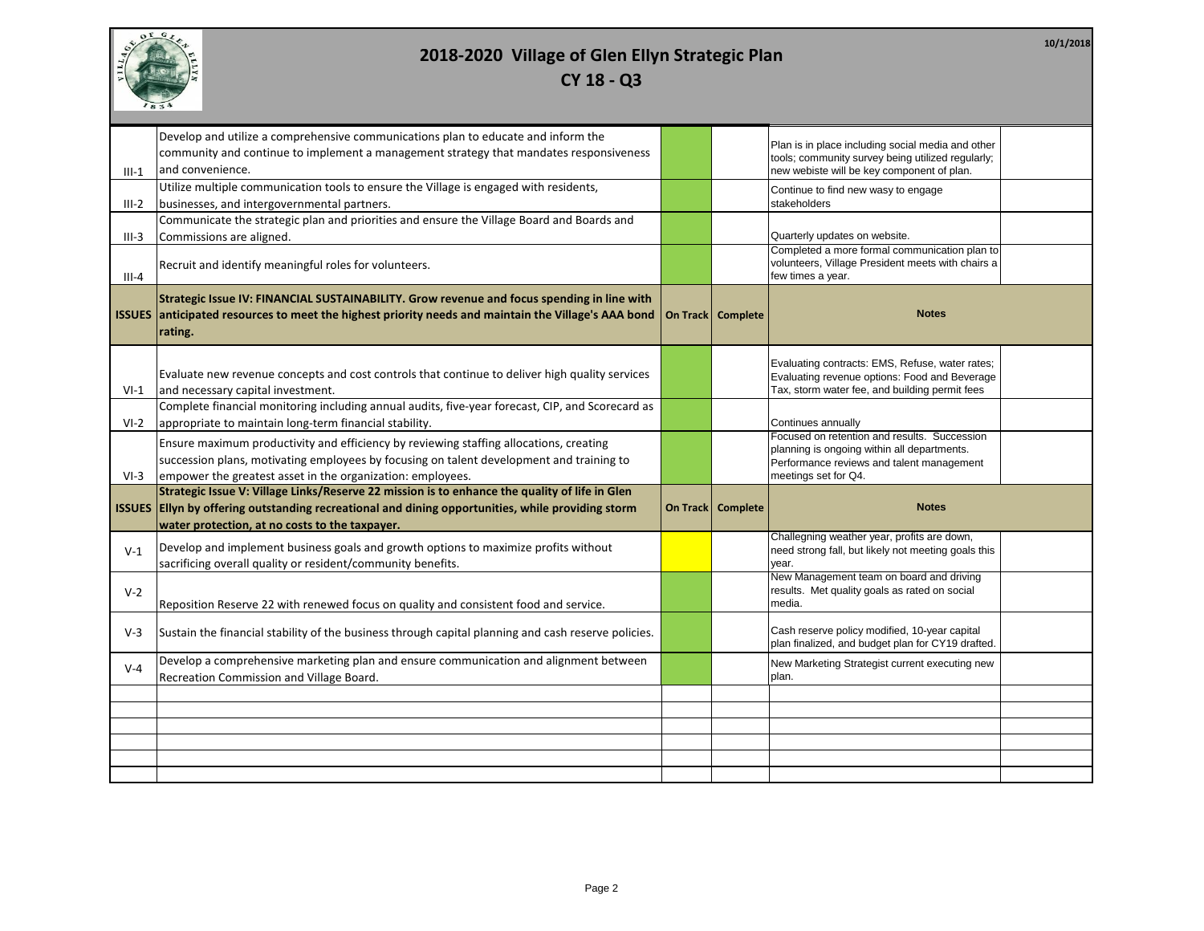# 2018-2020 Village of Glen Ellyn Strategic Plan

## CY 18 - Q3

10/1/2018

| | | | | | |
|---|---|---|---|---|---|
| III-1 | Develop and utilize a comprehensive communications plan to educate and inform the community and continue to implement a management strategy that mandates responsiveness and convenience. | | | Plan is in place including social media and other tools; community survey being utilized regularly; new webiste will be key component of plan. | |
| III-2 | Utilize multiple communication tools to ensure the Village is engaged with residents, businesses, and intergovernmental partners. | | | Continue to find new wasy to engage stakeholders | |
| III-3 | Communicate the strategic plan and priorities and ensure the Village Board and Boards and Commissions are aligned. | | | Quarterly updates on website. | |
| III-4 | Recruit and identify meaningful roles for volunteers. | | | Completed a more formal communication plan to volunteers, Village President meets with chairs a few times a year. | |
| **ISSUES** | **Strategic Issue IV: FINANCIAL SUSTAINABILITY. Grow revenue and focus spending in line with anticipated resources to meet the highest priority needs and maintain the Village's AAA bond rating.** | **On Track** | **Complete** | **Notes** | |
| VI-1 | Evaluate new revenue concepts and cost controls that continue to deliver high quality services and necessary capital investment. | | | Evaluating contracts: EMS, Refuse, water rates; Evaluating revenue options: Food and Beverage Tax, storm water fee, and building permit fees | |
| VI-2 | Complete financial monitoring including annual audits, five-year forecast, CIP, and Scorecard as appropriate to maintain long-term financial stability. | | | Continues annually | |
| VI-3 | Ensure maximum productivity and efficiency by reviewing staffing allocations, creating succession plans, motivating employees by focusing on talent development and training to empower the greatest asset in the organization: employees. | | | Focused on retention and results. Succession planning is ongoing within all departments. Performance reviews and talent management meetings set for Q4. | |
| **ISSUES** | **Strategic Issue V: Village Links/Reserve 22 mission is to enhance the quality of life in Glen Ellyn by offering outstanding recreational and dining opportunities, while providing storm water protection, at no costs to the taxpayer.** | **On Track** | **Complete** | **Notes** | |
| V-1 | Develop and implement business goals and growth options to maximize profits without sacrificing overall quality or resident/community benefits. | | | Challegning weather year, profits are down, need strong fall, but likely not meeting goals this year. | |
| V-2 | Reposition Reserve 22 with renewed focus on quality and consistent food and service. | | | New Management team on board and driving results. Met quality goals as rated on social media. | |
| V-3 | Sustain the financial stability of the business through capital planning and cash reserve policies. | | | Cash reserve policy modified, 10-year capital plan finalized, and budget plan for CY19 drafted. | |
| V-4 | Develop a comprehensive marketing plan and ensure communication and alignment between Recreation Commission and Village Board. | | | New Marketing Strategist current executing new plan. | |
| | | | | | |
| | | | | | |
| | | | | | |
| | | | | | |
| | | | | | |
| | | | | | |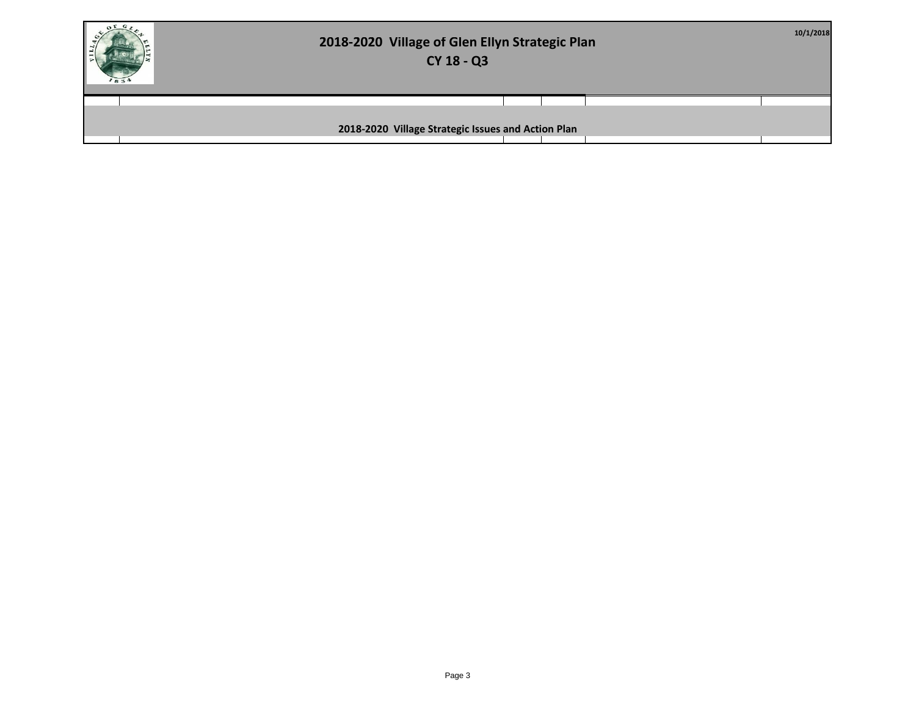# 2018-2020 Village of Glen Ellyn Strategic Plan

## CY 18 - Q3

10/1/2018

### 2018-2020 Village Strategic Issues and Action Plan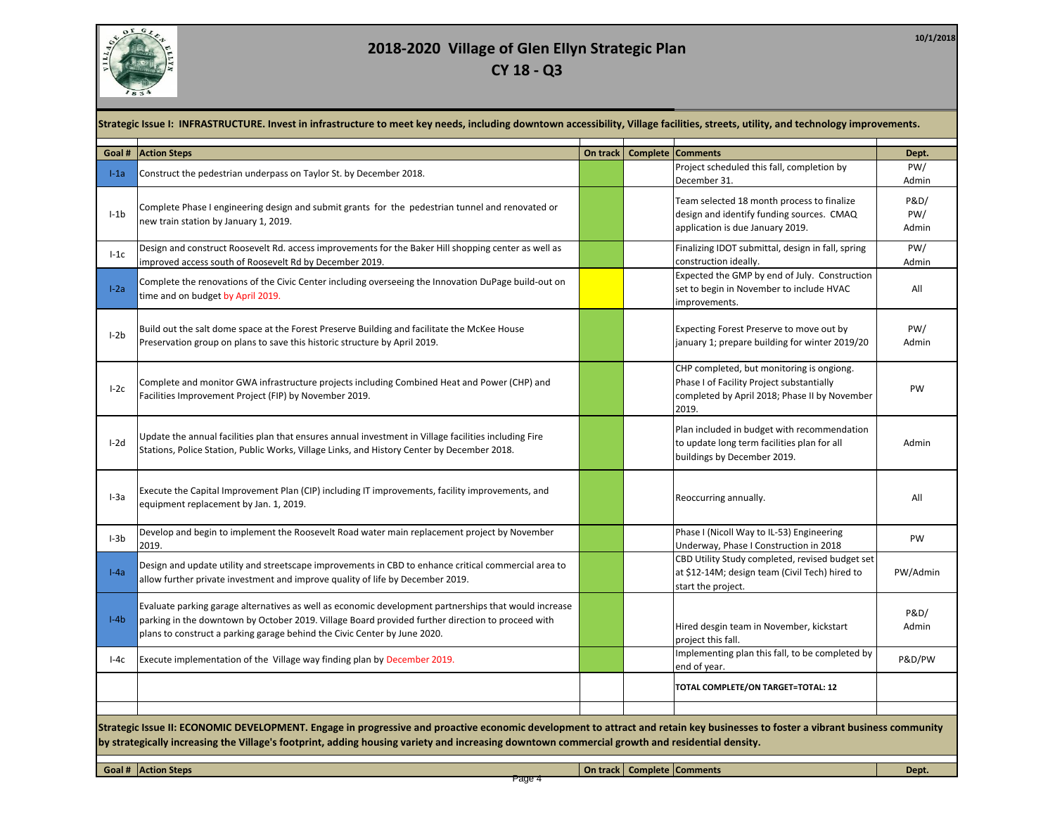# 2018-2020 Village of Glen Ellyn Strategic Plan

## CY 18 - Q3

10/1/2018

**Strategic Issue I: INFRASTRUCTURE. Invest in infrastructure to meet key needs, including downtown accessibility, Village facilities, streets, utility, and technology improvements.**

| Goal # | Action Steps | On track | Complete | Comments | Dept. |
|---|---|---|---|---|---|
| I-1a | Construct the pedestrian underpass on Taylor St. by December 2018. | | | Project scheduled this fall, completion by December 31. | PW/ Admin |
| I-1b | Complete Phase I engineering design and submit grants for the pedestrian tunnel and renovated or new train station by January 1, 2019. | | | Team selected 18 month process to finalize design and identify funding sources. CMAQ application is due January 2019. | P&D/ PW/ Admin |
| I-1c | Design and construct Roosevelt Rd. access improvements for the Baker Hill shopping center as well as improved access south of Roosevelt Rd by December 2019. | | | Finalizing IDOT submittal, design in fall, spring construction ideally. | PW/ Admin |
| I-2a | Complete the renovations of the Civic Center including overseeing the Innovation DuPage build-out on time and on budget by April 2019. | | | Expected the GMP by end of July. Construction set to begin in November to include HVAC improvements. | All |
| I-2b | Build out the salt dome space at the Forest Preserve Building and facilitate the McKee House Preservation group on plans to save this historic structure by April 2019. | | | Expecting Forest Preserve to move out by january 1; prepare building for winter 2019/20 | PW/ Admin |
| I-2c | Complete and monitor GWA infrastructure projects including Combined Heat and Power (CHP) and Facilities Improvement Project (FIP) by November 2019. | | | CHP completed, but monitoring is ongiong. Phase I of Facility Project substantially completed by April 2018; Phase II by November 2019. | PW |
| I-2d | Update the annual facilities plan that ensures annual investment in Village facilities including Fire Stations, Police Station, Public Works, Village Links, and History Center by December 2018. | | | Plan included in budget with recommendation to update long term facilities plan for all buildings by December 2019. | Admin |
| I-3a | Execute the Capital Improvement Plan (CIP) including IT improvements, facility improvements, and equipment replacement by Jan. 1, 2019. | | | Reoccurring annually. | All |
| I-3b | Develop and begin to implement the Roosevelt Road water main replacement project by November 2019. | | | Phase I (Nicoll Way to IL-53) Engineering Underway, Phase I Construction in 2018 | PW |
| I-4a | Design and update utility and streetscape improvements in CBD to enhance critical commercial area to allow further private investment and improve quality of life by December 2019. | | | CBD Utility Study completed, revised budget set at $12-14M; design team (Civil Tech) hired to start the project. | PW/Admin |
| I-4b | Evaluate parking garage alternatives as well as economic development partnerships that would increase parking in the downtown by October 2019. Village Board provided further direction to proceed with plans to construct a parking garage behind the Civic Center by June 2020. | | | Hired desgin team in November, kickstart project this fall. | P&D/ Admin |
| I-4c | Execute implementation of the Village way finding plan by December 2019. | | | Implementing plan this fall, to be completed by end of year. | P&D/PW |
| | | | | **TOTAL COMPLETE/ON TARGET=TOTAL: 12** | |

**Strategic Issue II: ECONOMIC DEVELOPMENT. Engage in progressive and proactive economic development to attract and retain key businesses to foster a vibrant business community by strategically increasing the Village's footprint, adding housing variety and increasing downtown commercial growth and residential density.**

| Goal # | Action Steps | On track | Complete | Comments | Dept. |
|---|---|---|---|---|---|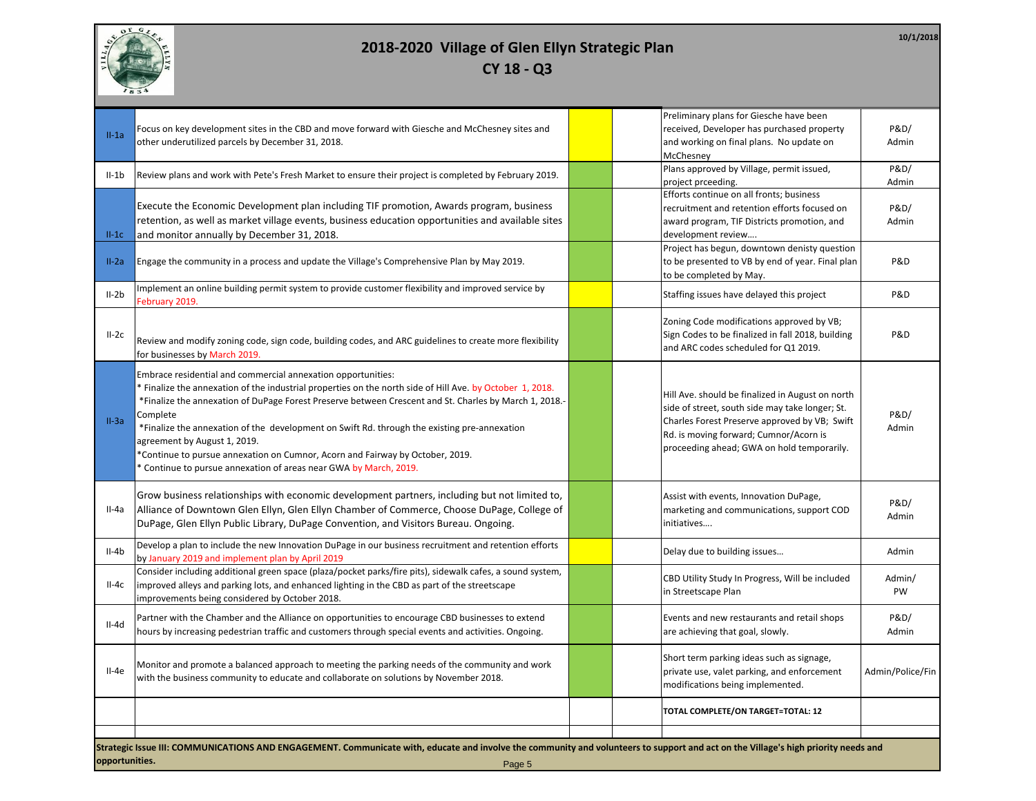# 2018-2020 Village of Glen Ellyn Strategic Plan

## CY 18 - Q3

10/1/2018

| ID | Goal | Status | | Update | Responsible |
|---|---|---|---|---|---|
| II-1a | Focus on key development sites in the CBD and move forward with Giesche and McChesney sites and other underutilized parcels by December 31, 2018. | Yellow | | Preliminary plans for Giesche have been received, Developer has purchased property and working on final plans. No update on McChesney | P&D/ Admin |
| II-1b | Review plans and work with Pete's Fresh Market to ensure their project is completed by February 2019. | Green | | Plans approved by Village, permit issued, project prceeding. | P&D/ Admin |
| II-1c | Execute the Economic Development plan including TIF promotion, Awards program, business retention, as well as market village events, business education opportunities and available sites and monitor annually by December 31, 2018. | Green | | Efforts continue on all fronts; business recruitment and retention efforts focused on award program, TIF Districts promotion, and development review…. | P&D/ Admin |
| II-2a | Engage the community in a process and update the Village's Comprehensive Plan by May 2019. | Green | | Project has begun, downtown denisty question to be presented to VB by end of year. Final plan to be completed by May. | P&D |
| II-2b | Implement an online building permit system to provide customer flexibility and improved service by February 2019. | Yellow | | Staffing issues have delayed this project | P&D |
| II-2c | Review and modify zoning code, sign code, building codes, and ARC guidelines to create more flexibility for businesses by March 2019. | Green | | Zoning Code modifications approved by VB; Sign Codes to be finalized in fall 2018, building and ARC codes scheduled for Q1 2019. | P&D |
| II-3a | Embrace residential and commercial annexation opportunities:<br>* Finalize the annexation of the industrial properties on the north side of Hill Ave. by October 1, 2018.<br>*Finalize the annexation of DuPage Forest Preserve between Crescent and St. Charles by March 1, 2018.- Complete<br>*Finalize the annexation of the development on Swift Rd. through the existing pre-annexation agreement by August 1, 2019.<br>*Continue to pursue annexation on Cumnor, Acorn and Fairway by October, 2019.<br>* Continue to pursue annexation of areas near GWA by March, 2019. | Green | | Hill Ave. should be finalized in August on north side of street, south side may take longer; St. Charles Forest Preserve approved by VB; Swift Rd. is moving forward; Cumnor/Acorn is proceeding ahead; GWA on hold temporarily. | P&D/ Admin |
| II-4a | Grow business relationships with economic development partners, including but not limited to, Alliance of Downtown Glen Ellyn, Glen Ellyn Chamber of Commerce, Choose DuPage, College of DuPage, Glen Ellyn Public Library, DuPage Convention, and Visitors Bureau. Ongoing. | Green | | Assist with events, Innovation DuPage, marketing and communications, support COD initiatives…. | P&D/ Admin |
| II-4b | Develop a plan to include the new Innovation DuPage in our business recruitment and retention efforts by January 2019 and implement plan by April 2019 | Yellow | | Delay due to building issues… | Admin |
| II-4c | Consider including additional green space (plaza/pocket parks/fire pits), sidewalk cafes, a sound system, improved alleys and parking lots, and enhanced lighting in the CBD as part of the streetscape improvements being considered by October 2018. | Green | | CBD Utility Study In Progress, Will be included in Streetscape Plan | Admin/ PW |
| II-4d | Partner with the Chamber and the Alliance on opportunities to encourage CBD businesses to extend hours by increasing pedestrian traffic and customers through special events and activities. Ongoing. | Green | | Events and new restaurants and retail shops are achieving that goal, slowly. | P&D/ Admin |
| II-4e | Monitor and promote a balanced approach to meeting the parking needs of the community and work with the business community to educate and collaborate on solutions by November 2018. | Green | | Short term parking ideas such as signage, private use, valet parking, and enforcement modifications being implemented. | Admin/Police/Fin |
| | | | | **TOTAL COMPLETE/ON TARGET=TOTAL: 12** | |

**Strategic Issue III: COMMUNICATIONS AND ENGAGEMENT. Communicate with, educate and involve the community and volunteers to support and act on the Village's high priority needs and opportunities.**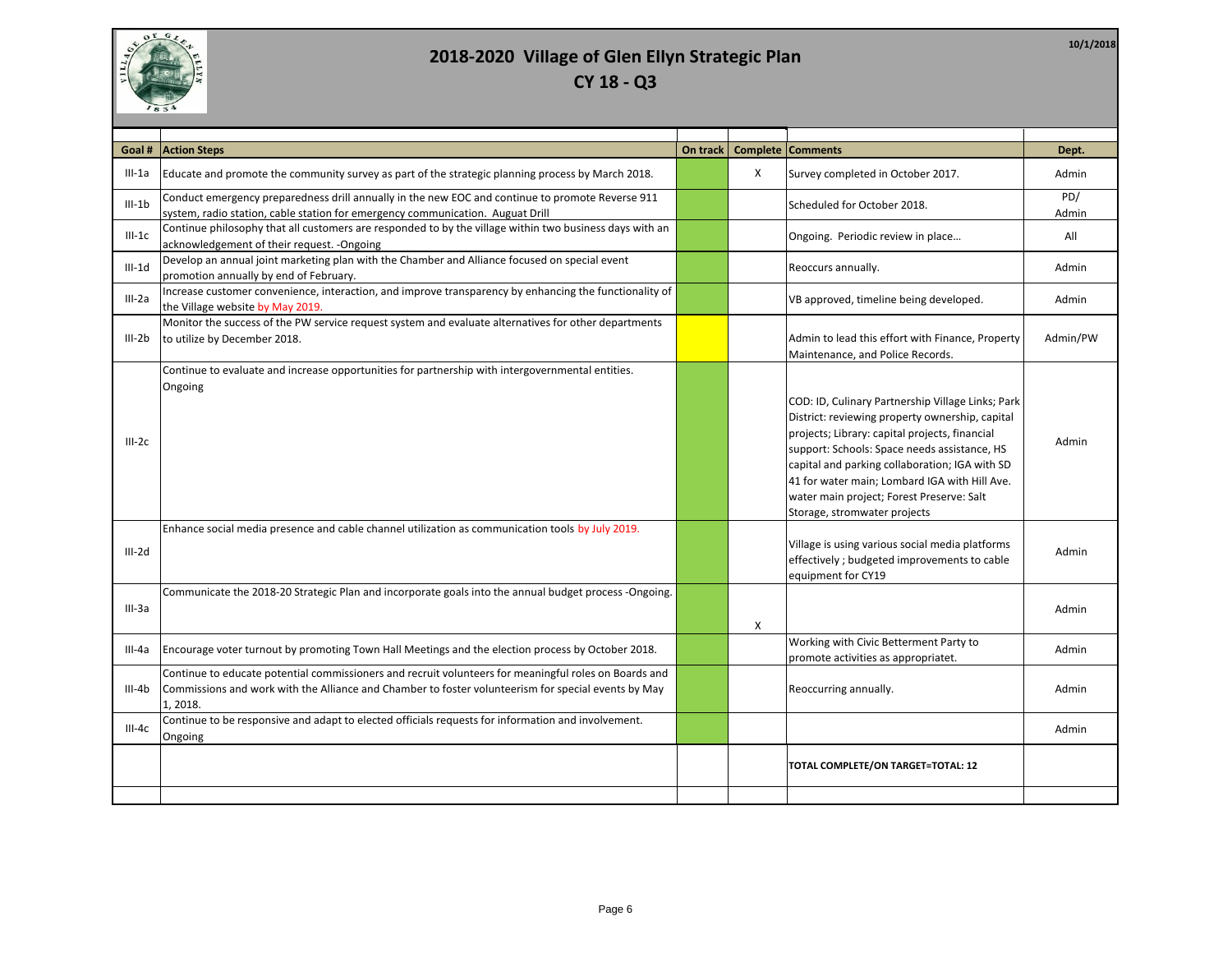# 2018-2020 Village of Glen Ellyn Strategic Plan

## CY 18 - Q3

10/1/2018

| Goal # | Action Steps | On track | Complete | Comments | Dept. |
|---|---|---|---|---|---|
| III-1a | Educate and promote the community survey as part of the strategic planning process by March 2018. | | X | Survey completed in October 2017. | Admin |
| III-1b | Conduct emergency preparedness drill annually in the new EOC and continue to promote Reverse 911 system, radio station, cable station for emergency communication. Auguat Drill | | | Scheduled for October 2018. | PD/ Admin |
| III-1c | Continue philosophy that all customers are responded to by the village within two business days with an acknowledgement of their request. -Ongoing | | | Ongoing. Periodic review in place… | All |
| III-1d | Develop an annual joint marketing plan with the Chamber and Alliance focused on special event promotion annually by end of February. | | | Reoccurs annually. | Admin |
| III-2a | Increase customer convenience, interaction, and improve transparency by enhancing the functionality of the Village website by May 2019. | | | VB approved, timeline being developed. | Admin |
| III-2b | Monitor the success of the PW service request system and evaluate alternatives for other departments to utilize by December 2018. | | | Admin to lead this effort with Finance, Property Maintenance, and Police Records. | Admin/PW |
| III-2c | Continue to evaluate and increase opportunities for partnership with intergovernmental entities. Ongoing | | | COD: ID, Culinary Partnership Village Links; Park District: reviewing property ownership, capital projects; Library: capital projects, financial support: Schools: Space needs assistance, HS capital and parking collaboration; IGA with SD 41 for water main; Lombard IGA with Hill Ave. water main project; Forest Preserve: Salt Storage, stromwater projects | Admin |
| III-2d | Enhance social media presence and cable channel utilization as communication tools by July 2019. | | | Village is using various social media platforms effectively ; budgeted improvements to cable equipment for CY19 | Admin |
| III-3a | Communicate the 2018-20 Strategic Plan and incorporate goals into the annual budget process -Ongoing. | | X | | Admin |
| III-4a | Encourage voter turnout by promoting Town Hall Meetings and the election process by October 2018. | | | Working with Civic Betterment Party to promote activities as appropriatet. | Admin |
| III-4b | Continue to educate potential commissioners and recruit volunteers for meaningful roles on Boards and Commissions and work with the Alliance and Chamber to foster volunteerism for special events by May 1, 2018. | | | Reoccurring annually. | Admin |
| III-4c | Continue to be responsive and adapt to elected officials requests for information and involvement. Ongoing | | | | Admin |
| | | | | **TOTAL COMPLETE/ON TARGET=TOTAL: 12** | |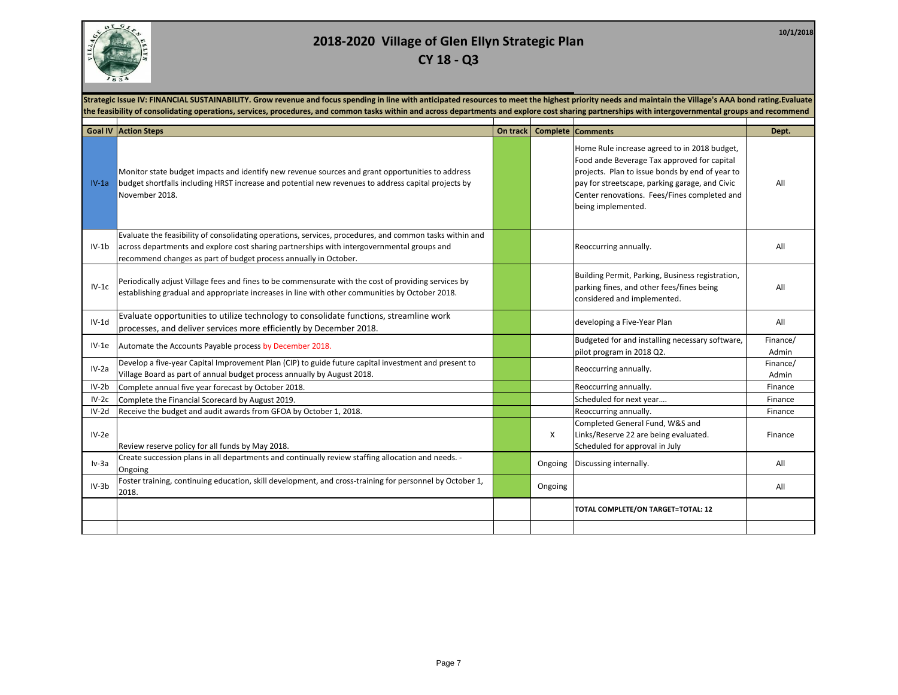# 2018-2020 Village of Glen Ellyn Strategic Plan

## CY 18 - Q3

10/1/2018

**Strategic Issue IV: FINANCIAL SUSTAINABILITY. Grow revenue and focus spending in line with anticipated resources to meet the highest priority needs and maintain the Village's AAA bond rating.Evaluate the feasibility of consolidating operations, services, procedures, and common tasks within and across departments and explore cost sharing partnerships with intergovernmental groups and recommend**

| Goal IV | Action Steps | On track | Complete | Comments | Dept. |
|---|---|---|---|---|---|
| IV-1a | Monitor state budget impacts and identify new revenue sources and grant opportunities to address budget shortfalls including HRST increase and potential new revenues to address capital projects by November 2018. | | | Home Rule increase agreed to in 2018 budget, Food ande Beverage Tax approved for capital projects. Plan to issue bonds by end of year to pay for streetscape, parking garage, and Civic Center renovations. Fees/Fines completed and being implemented. | All |
| IV-1b | Evaluate the feasibility of consolidating operations, services, procedures, and common tasks within and across departments and explore cost sharing partnerships with intergovernmental groups and recommend changes as part of budget process annually in October. | | | Reoccurring annually. | All |
| IV-1c | Periodically adjust Village fees and fines to be commensurate with the cost of providing services by establishing gradual and appropriate increases in line with other communities by October 2018. | | | Building Permit, Parking, Business registration, parking fines, and other fees/fines being considered and implemented. | All |
| IV-1d | Evaluate opportunities to utilize technology to consolidate functions, streamline work processes, and deliver services more efficiently by December 2018. | | | developing a Five-Year Plan | All |
| IV-1e | Automate the Accounts Payable process by December 2018. | | | Budgeted for and installing necessary software, pilot program in 2018 Q2. | Finance/ Admin |
| IV-2a | Develop a five-year Capital Improvement Plan (CIP) to guide future capital investment and present to Village Board as part of annual budget process annually by August 2018. | | | Reoccurring annually. | Finance/ Admin |
| IV-2b | Complete annual five year forecast by October 2018. | | | Reoccurring annually. | Finance |
| IV-2c | Complete the Financial Scorecard by August 2019. | | | Scheduled for next year…. | Finance |
| IV-2d | Receive the budget and audit awards from GFOA by October 1, 2018. | | | Reoccurring annually. | Finance |
| IV-2e | Review reserve policy for all funds by May 2018. | | X | Completed General Fund, W&S and Links/Reserve 22 are being evaluated. Scheduled for approval in July | Finance |
| Iv-3a | Create succession plans in all departments and continually review staffing allocation and needs. - Ongoing | | Ongoing | Discussing internally. | All |
| IV-3b | Foster training, continuing education, skill development, and cross-training for personnel by October 1, 2018. | | Ongoing | | All |
| | | | | **TOTAL COMPLETE/ON TARGET=TOTAL: 12** | |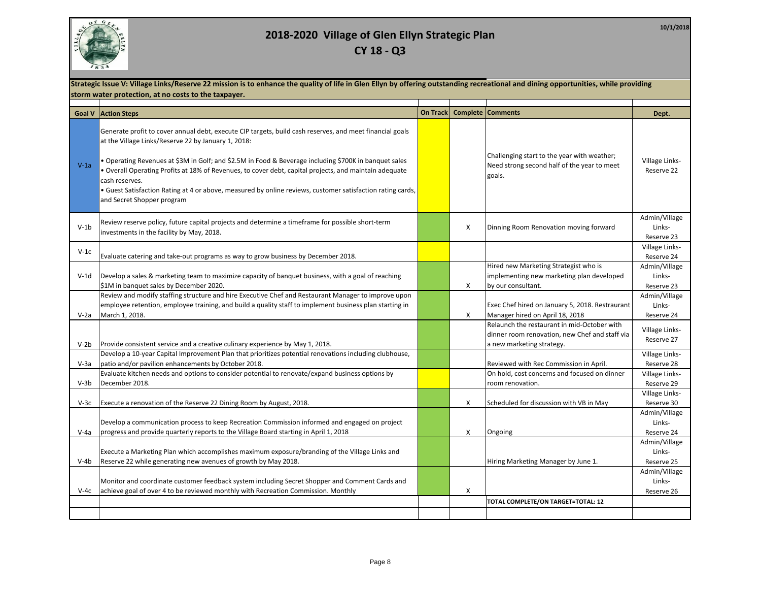# 2018-2020 Village of Glen Ellyn Strategic Plan

## CY 18 - Q3

10/1/2018

**Strategic Issue V: Village Links/Reserve 22 mission is to enhance the quality of life in Glen Ellyn by offering outstanding recreational and dining opportunities, while providing storm water protection, at no costs to the taxpayer.**

| Goal V | Action Steps | On Track | Complete | Comments | Dept. |
|---|---|---|---|---|---|
| V-1a | Generate profit to cover annual debt, execute CIP targets, build cash reserves, and meet financial goals at the Village Links/Reserve 22 by January 1, 2018:<br><br>• Operating Revenues at $3M in Golf; and $2.5M in Food & Beverage including $700K in banquet sales<br>• Overall Operating Profits at 18% of Revenues, to cover debt, capital projects, and maintain adequate cash reserves.<br>• Guest Satisfaction Rating at 4 or above, measured by online reviews, customer satisfaction rating cards, and Secret Shopper program | | | Challenging start to the year with weather; Need strong second half of the year to meet goals. | Village Links-Reserve 22 |
| V-1b | Review reserve policy, future capital projects and determine a timeframe for possible short-term investments in the facility by May, 2018. | | X | Dinning Room Renovation moving forward | Admin/Village Links-Reserve 23 |
| V-1c | Evaluate catering and take-out programs as way to grow business by December 2018. | | | | Village Links-Reserve 24 |
| V-1d | Develop a sales & marketing team to maximize capacity of banquet business, with a goal of reaching $1M in banquet sales by December 2020. | | X | Hired new Marketing Strategist who is implementing new marketing plan developed by our consultant. | Admin/Village Links-Reserve 23 |
| V-2a | Review and modify staffing structure and hire Executive Chef and Restaurant Manager to improve upon employee retention, employee training, and build a quality staff to implement business plan starting in March 1, 2018. | | X | Exec Chef hired on January 5, 2018. Restraurant Manager hired on April 18, 2018 | Admin/Village Links-Reserve 24 |
| V-2b | Provide consistent service and a creative culinary experience by May 1, 2018. | | | Relaunch the restaurant in mid-October with dinner room renovation, new Chef and staff via a new marketing strategy. | Village Links-Reserve 27 |
| V-3a | Develop a 10-year Capital Improvement Plan that prioritizes potential renovations including clubhouse, patio and/or pavilion enhancements by October 2018. | | | Reviewed with Rec Commission in April. | Village Links-Reserve 28 |
| V-3b | Evaluate kitchen needs and options to consider potential to renovate/expand business options by December 2018. | | | On hold, cost concerns and focused on dinner room renovation. | Village Links-Reserve 29 |
| V-3c | Execute a renovation of the Reserve 22 Dining Room by August, 2018. | | X | Scheduled for discussion with VB in May | Village Links-Reserve 30 |
| V-4a | Develop a communication process to keep Recreation Commission informed and engaged on project progress and provide quarterly reports to the Village Board starting in April 1, 2018 | | X | Ongoing | Admin/Village Links-Reserve 24 |
| V-4b | Execute a Marketing Plan which accomplishes maximum exposure/branding of the Village Links and Reserve 22 while generating new avenues of growth by May 2018. | | | Hiring Marketing Manager by June 1. | Admin/Village Links-Reserve 25 |
| V-4c | Monitor and coordinate customer feedback system including Secret Shopper and Comment Cards and achieve goal of over 4 to be reviewed monthly with Recreation Commission. Monthly | | X | | Admin/Village Links-Reserve 26 |
| | | | | **TOTAL COMPLETE/ON TARGET=TOTAL: 12** | |